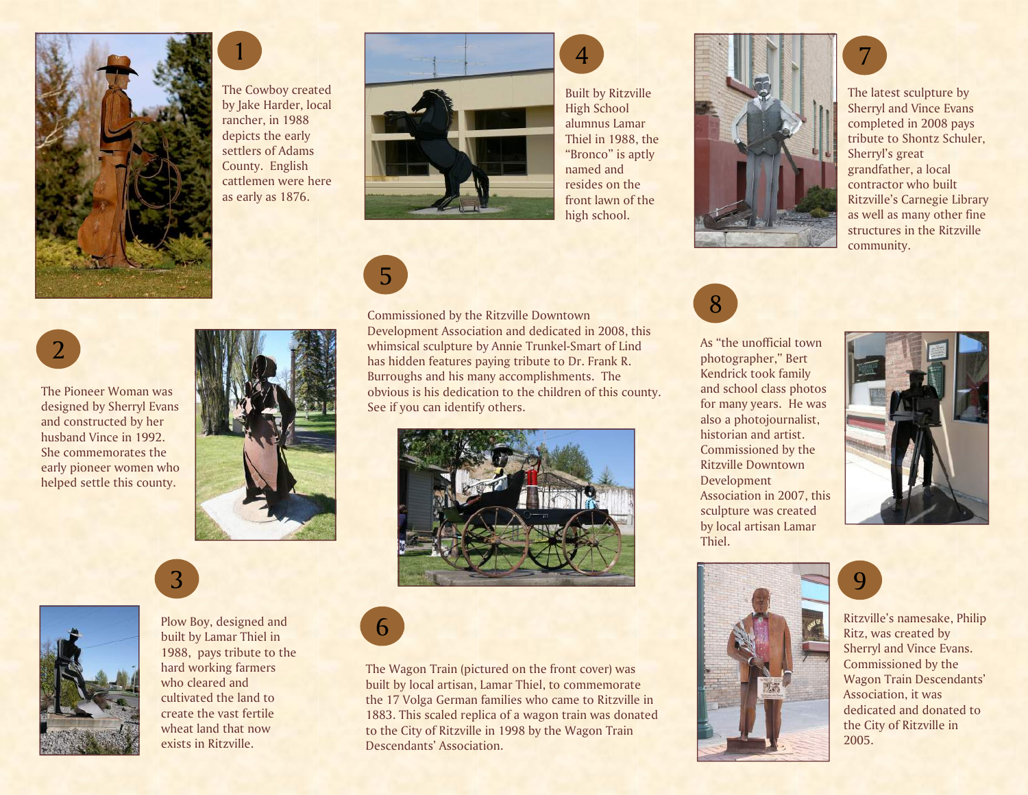## 1

The Cowboy created by Jake Harder, local rancher, in 1988 depicts the early settlers of Adams County. English cattlemen were here as early as 1876.

## 2

The Pioneer Woman was designed by Sherryl Evans and constructed by her husband Vince in 1992. She commemorates the early pioneer women who helped settle this county.

## 3

Plow Boy, designed and built by Lamar Thiel in 1988, pays tribute to the hard working farmers who cleared and cultivated the land to create the vast fertile wheat land that now exists in Ritzville.

## 4

Built by Ritzville High School alumnus Lamar Thiel in 1988, the "Bronco" is aptly named and resides on the front lawn of the high school.

## 5

Commissioned by the Ritzville Downtown Development Association and dedicated in 2008, this whimsical sculpture by Annie Trunkel-Smart of Lind has hidden features paying tribute to Dr. Frank R. Burroughs and his many accomplishments. The obvious is his dedication to the children of this county. See if you can identify others.

## 6

The Wagon Train (pictured on the front cover) was built by local artisan, Lamar Thiel, to commemorate the 17 Volga German families who came to Ritzville in 1883. This scaled replica of a wagon train was donated to the City of Ritzville in 1998 by the Wagon Train Descendants' Association.

## 7

The latest sculpture by Sherryl and Vince Evans completed in 2008 pays tribute to Shontz Schuler, Sherryl's great grandfather, a local contractor who built Ritzville's Carnegie Library as well as many other fine structures in the Ritzville community.

## 8

As "the unofficial town photographer," Bert Kendrick took family and school class photos for many years. He was also a photojournalist, historian and artist. Commissioned by the Ritzville Downtown Development Association in 2007, this sculpture was created by local artisan Lamar Thiel.

## 9

Ritzville's namesake, Philip Ritz, was created by Sherryl and Vince Evans. Commissioned by the Wagon Train Descendants' Association, it was dedicated and donated to the City of Ritzville in 2005.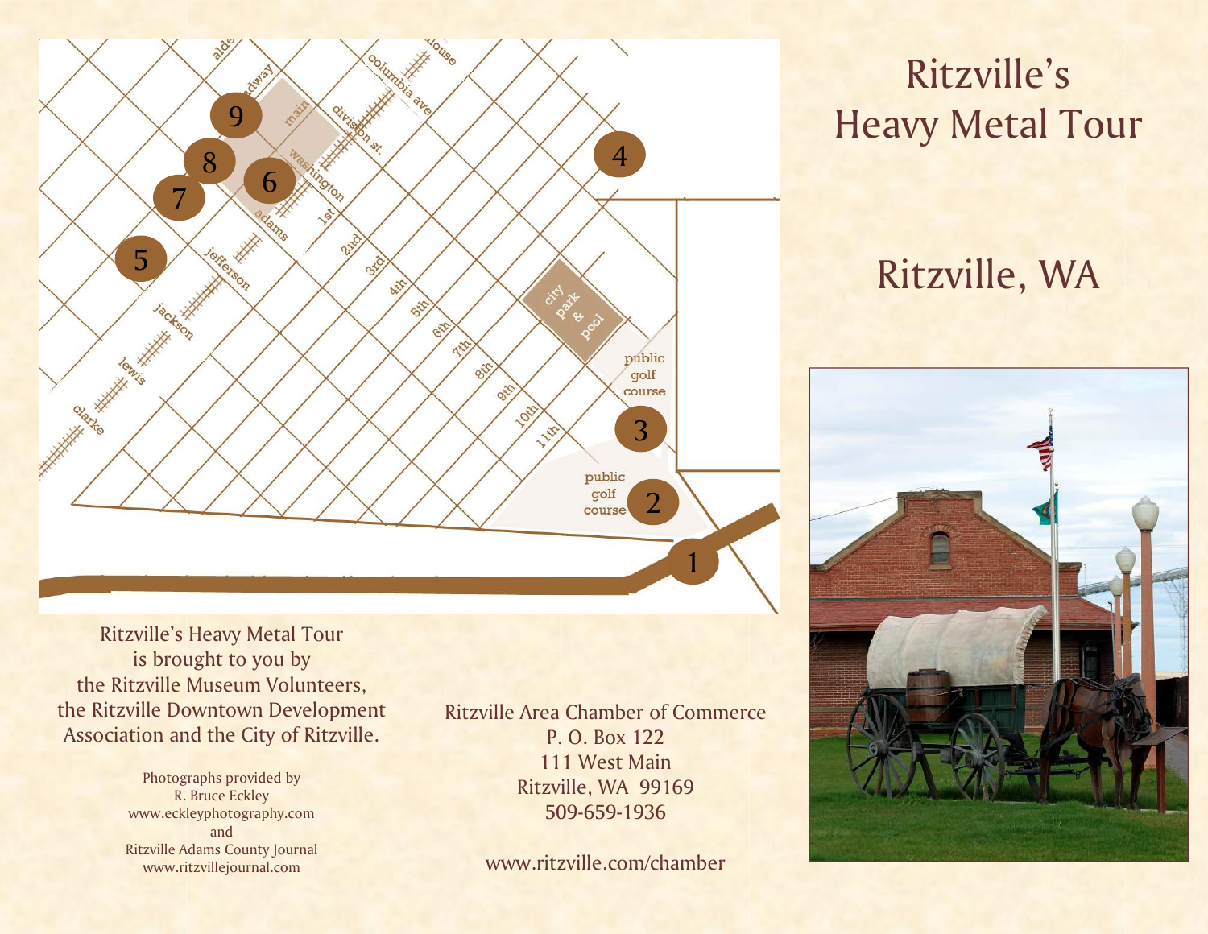# Ritzville's Heavy Metal Tour

## Ritzville, WA

Ritzville's Heavy Metal Tour is brought to you by the Ritzville Museum Volunteers, the Ritzville Downtown Development Association and the City of Ritzville.

Photographs provided by
R. Bruce Eckley
www.eckleyphotography.com
and
Ritzville Adams County Journal
www.ritzvillejournal.com

Ritzville Area Chamber of Commerce
P. O. Box 122
111 West Main
Ritzville, WA 99169
509-659-1936

www.ritzville.com/chamber